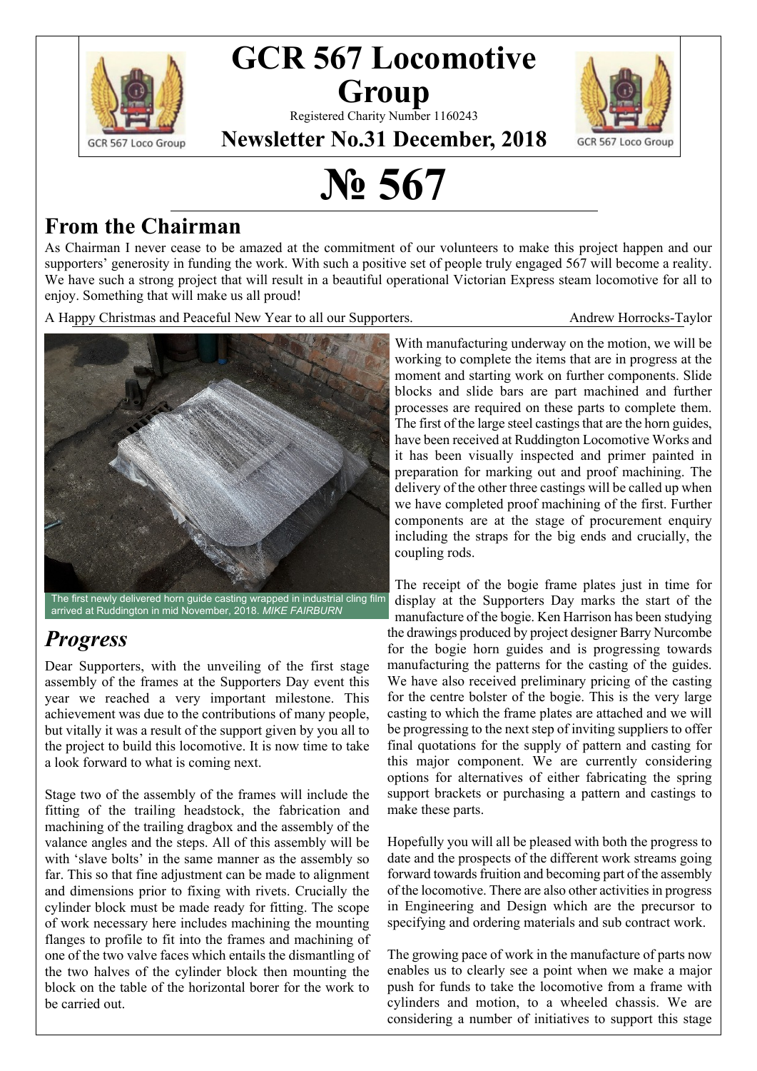# GCR 567 Locomotive Group

Registered Charity Number 1160243

**Newsletter No.31 December, 2018**

# № 567

## From the Chairman

As Chairman I never cease to be amazed at the commitment of our volunteers to make this project happen and our supporters' generosity in funding the work. With such a positive set of people truly engaged 567 will become a reality. We have such a strong project that will result in a beautiful operational Victorian Express steam locomotive for all to enjoy. Something that will make us all proud!

A Happy Christmas and Peaceful New Year to all our Supporters. Andrew Horrocks-Taylor

The first newly delivered horn guide casting wrapped in industrial cling film arrived at Ruddington in mid November, 2018. *MIKE FAIRBURN*

## *Progress*

Dear Supporters, with the unveiling of the first stage assembly of the frames at the Supporters Day event this year we reached a very important milestone. This achievement was due to the contributions of many people, but vitally it was a result of the support given by you all to the project to build this locomotive. It is now time to take a look forward to what is coming next.

Stage two of the assembly of the frames will include the fitting of the trailing headstock, the fabrication and machining of the trailing dragbox and the assembly of the valance angles and the steps. All of this assembly will be with 'slave bolts' in the same manner as the assembly so far. This so that fine adjustment can be made to alignment and dimensions prior to fixing with rivets. Crucially the cylinder block must be made ready for fitting. The scope of work necessary here includes machining the mounting flanges to profile to fit into the frames and machining of one of the two valve faces which entails the dismantling of the two halves of the cylinder block then mounting the block on the table of the horizontal borer for the work to be carried out.

With manufacturing underway on the motion, we will be working to complete the items that are in progress at the moment and starting work on further components. Slide blocks and slide bars are part machined and further processes are required on these parts to complete them. The first of the large steel castings that are the horn guides, have been received at Ruddington Locomotive Works and it has been visually inspected and primer painted in preparation for marking out and proof machining. The delivery of the other three castings will be called up when we have completed proof machining of the first. Further components are at the stage of procurement enquiry including the straps for the big ends and crucially, the coupling rods.

The receipt of the bogie frame plates just in time for display at the Supporters Day marks the start of the manufacture of the bogie. Ken Harrison has been studying the drawings produced by project designer Barry Nurcombe for the bogie horn guides and is progressing towards manufacturing the patterns for the casting of the guides. We have also received preliminary pricing of the casting for the centre bolster of the bogie. This is the very large casting to which the frame plates are attached and we will be progressing to the next step of inviting suppliers to offer final quotations for the supply of pattern and casting for this major component. We are currently considering options for alternatives of either fabricating the spring support brackets or purchasing a pattern and castings to make these parts.

Hopefully you will all be pleased with both the progress to date and the prospects of the different work streams going forward towards fruition and becoming part of the assembly of the locomotive. There are also other activities in progress in Engineering and Design which are the precursor to specifying and ordering materials and sub contract work.

The growing pace of work in the manufacture of parts now enables us to clearly see a point when we make a major push for funds to take the locomotive from a frame with cylinders and motion, to a wheeled chassis. We are considering a number of initiatives to support this stage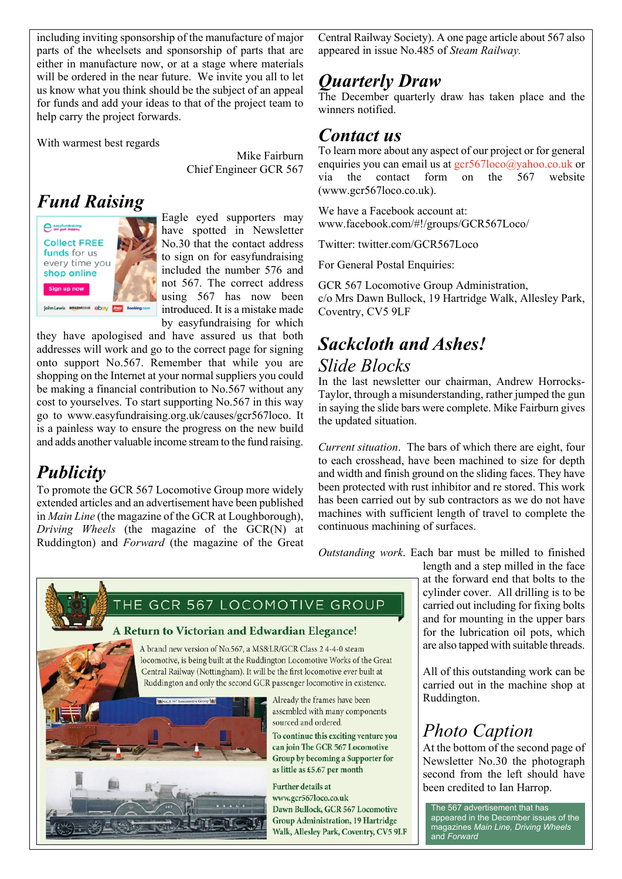including inviting sponsorship of the manufacture of major parts of the wheelsets and sponsorship of parts that are either in manufacture now, or at a stage where materials will be ordered in the near future. We invite you all to let us know what you think should be the subject of an appeal for funds and add your ideas to that of the project team to help carry the project forwards.

With warmest best regards

Mike Fairburn
Chief Engineer GCR 567

## Fund Raising

Eagle eyed supporters may have spotted in Newsletter No.30 that the contact address to sign on for easyfundraising included the number 576 and not 567. The correct address using 567 has now been introduced. It is a mistake made by easyfundraising for which they have apologised and have assured us that both addresses will work and go to the correct page for signing onto support No.567. Remember that while you are shopping on the Internet at your normal suppliers you could be making a financial contribution to No.567 without any cost to yourselves. To start supporting No.567 in this way go to www.easyfundraising.org.uk/causes/gcr567loco. It is a painless way to ensure the progress on the new build and adds another valuable income stream to the fund raising.

## Publicity

To promote the GCR 567 Locomotive Group more widely extended articles and an advertisement have been published in *Main Line* (the magazine of the GCR at Loughborough), *Driving Wheels* (the magazine of the GCR(N) at Ruddington) and *Forward* (the magazine of the Great Central Railway Society). A one page article about 567 also appeared in issue No.485 of *Steam Railway.*

## Quarterly Draw

The December quarterly draw has taken place and the winners notified.

## Contact us

To learn more about any aspect of our project or for general enquiries you can email us at gcr567loco@yahoo.co.uk or via the contact form on the 567 website (www.gcr567loco.co.uk).

We have a Facebook account at:
www.facebook.com/#!/groups/GCR567Loco/

Twitter: twitter.com/GCR567Loco

For General Postal Enquiries:

GCR 567 Locomotive Group Administration,
c/o Mrs Dawn Bullock, 19 Hartridge Walk, Allesley Park, Coventry, CV5 9LF

## Sackcloth and Ashes!

### Slide Blocks

In the last newsletter our chairman, Andrew Horrocks-Taylor, through a misunderstanding, rather jumped the gun in saying the slide bars were complete. Mike Fairburn gives the updated situation.

*Current situation*. The bars of which there are eight, four to each crosshead, have been machined to size for depth and width and finish ground on the sliding faces. They have been protected with rust inhibitor and re stored. This work has been carried out by sub contractors as we do not have machines with sufficient length of travel to complete the continuous machining of surfaces.

*Outstanding work*. Each bar must be milled to finished length and a step milled in the face at the forward end that bolts to the cylinder cover. All drilling is to be carried out including for fixing bolts and for mounting in the upper bars for the lubrication oil pots, which are also tapped with suitable threads.

All of this outstanding work can be carried out in the machine shop at Ruddington.

### Photo Caption

At the bottom of the second page of Newsletter No.30 the photograph second from the left should have been credited to Ian Harrop.

THE GCR 567 LOCOMOTIVE GROUP

A Return to Victorian and Edwardian Elegance!

A brand new version of No.567, a MS&LR/GCR Class 2 4-4-0 steam locomotive, is being built at the Ruddington Locomotive Works of the Great Central Railway (Nottingham). It will be the first locomotive ever built at Ruddington and only the second GCR passenger locomotive in existence.

Already the frames have been assembled with many components sourced and ordered.

To continue this exciting venture you can join The GCR 567 Locomotive Group by becoming a Supporter for as little as £5.67 per month

Further details at www.gcr567loco.co.uk
Dawn Bullock, GCR 567 Locomotive Group Administration, 19 Hartridge Walk, Allesley Park, Coventry, CV5 9LF

The 567 advertisement that has appeared in the December issues of the magazines *Main Line, Driving Wheels* and *Forward*